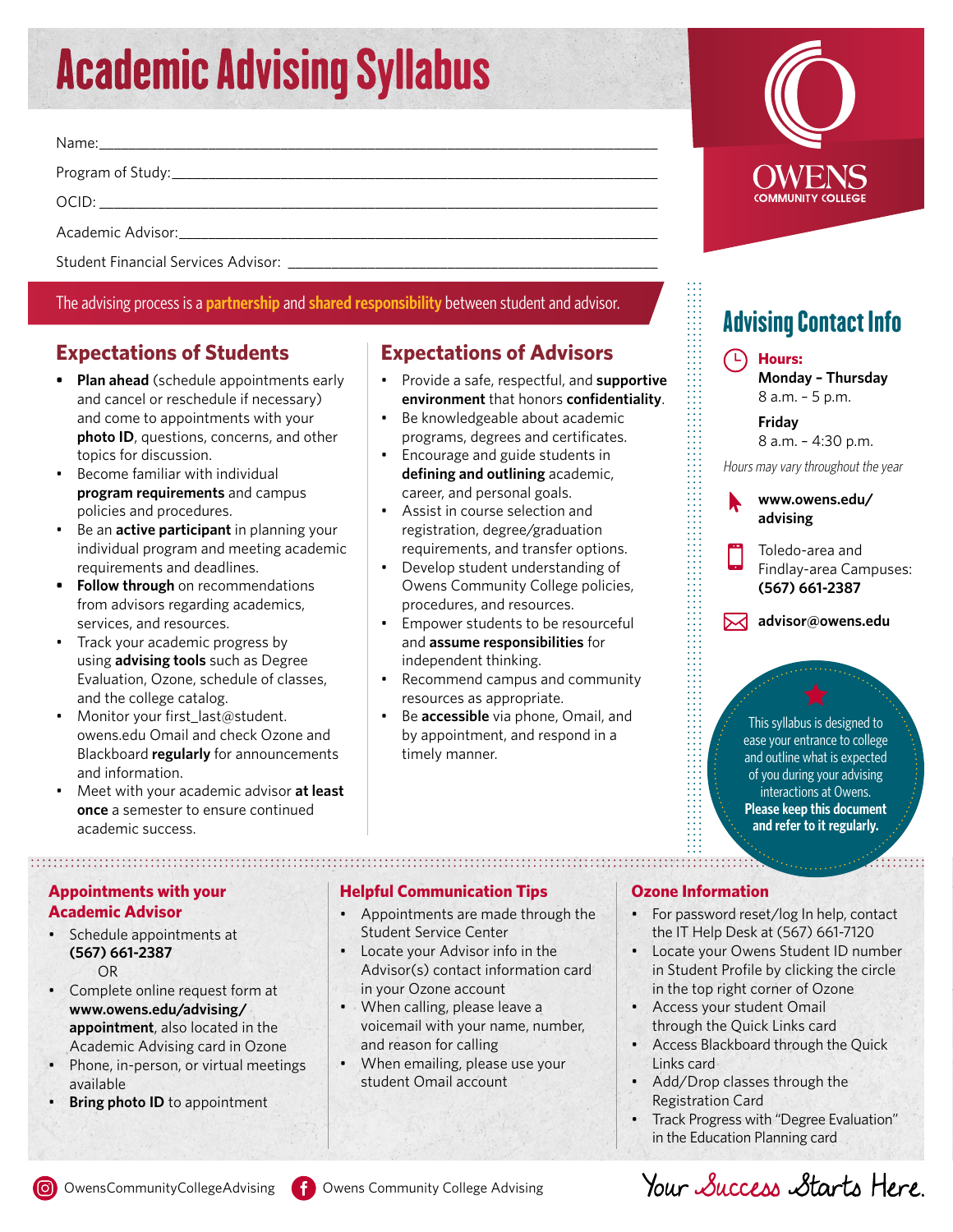# Academic Advising Syllabus

Name:\_\_\_\_\_\_\_\_\_\_\_\_\_\_\_\_\_\_\_\_\_\_\_\_\_\_\_\_\_\_\_\_\_\_\_\_\_\_\_\_\_\_\_\_

Program of Study:\_\_\_\_\_\_\_\_\_\_\_\_\_\_\_\_\_\_\_\_\_\_\_\_\_\_\_\_\_\_\_\_\_\_\_\_\_\_\_\_

OCID:\_\_\_\_\_\_\_\_\_\_\_\_\_\_\_\_\_\_\_\_\_\_\_\_\_\_\_\_\_\_\_\_\_\_\_\_\_\_\_\_\_\_\_\_

Academic Advisor:\_\_\_\_\_\_\_\_\_\_\_\_\_\_\_\_\_\_\_\_\_\_\_\_\_\_\_\_\_\_\_\_\_\_\_\_\_\_\_\_

Student Financial Services Advisor:\_\_\_\_\_\_\_\_\_\_\_\_\_\_\_\_\_\_\_\_\_\_\_\_\_\_\_\_\_\_\_\_

OWENS COMMUNITY COLLEGE

The advising process is a **partnership** and **shared responsibility** between student and advisor.

## Expectations of Students

- **Plan ahead** (schedule appointments early and cancel or reschedule if necessary) and come to appointments with your **photo ID**, questions, concerns, and other topics for discussion.
- Become familiar with individual **program requirements** and campus policies and procedures.
- Be an **active participant** in planning your individual program and meeting academic requirements and deadlines.
- **Follow through** on recommendations from advisors regarding academics, services, and resources.
- Track your academic progress by using **advising tools** such as Degree Evaluation, Ozone, schedule of classes, and the college catalog.
- Monitor your first_last@student.owens.edu Omail and check Ozone and Blackboard **regularly** for announcements and information.
- Meet with your academic advisor **at least once** a semester to ensure continued academic success.

## Expectations of Advisors

- Provide a safe, respectful, and **supportive environment** that honors **confidentiality**.
- Be knowledgeable about academic programs, degrees and certificates.
- Encourage and guide students in **defining and outlining** academic, career, and personal goals.
- Assist in course selection and registration, degree/graduation requirements, and transfer options.
- Develop student understanding of Owens Community College policies, procedures, and resources.
- Empower students to be resourceful and **assume responsibilities** for independent thinking.
- Recommend campus and community resources as appropriate.
- Be **accessible** via phone, Omail, and by appointment, and respond in a timely manner.

## Advising Contact Info

**Hours:**
**Monday – Thursday**
8 a.m. – 5 p.m.

**Friday**
8 a.m. – 4:30 p.m.

*Hours may vary throughout the year*

**www.owens.edu/advising**

Toledo-area and Findlay-area Campuses: **(567) 661-2387**

**advisor@owens.edu**

This syllabus is designed to ease your entrance to college and outline what is expected of you during your advising interactions at Owens. **Please keep this document and refer to it regularly.**

### Appointments with your Academic Advisor

- Schedule appointments at **(567) 661-2387**
  OR
- Complete online request form at **www.owens.edu/advising/appointment**, also located in the Academic Advising card in Ozone
- Phone, in-person, or virtual meetings available
- **Bring photo ID** to appointment

### Helpful Communication Tips

- Appointments are made through the Student Service Center
- Locate your Advisor info in the Advisor(s) contact information card in your Ozone account
- When calling, please leave a voicemail with your name, number, and reason for calling
- When emailing, please use your student Omail account

### Ozone Information

- For password reset/log In help, contact the IT Help Desk at (567) 661-7120
- Locate your Owens Student ID number in Student Profile by clicking the circle in the top right corner of Ozone
- Access your student Omail through the Quick Links card
- Access Blackboard through the Quick Links card
- Add/Drop classes through the Registration Card
- Track Progress with "Degree Evaluation" in the Education Planning card

OwensCommunityCollegeAdvising | Owens Community College Advising

Your Success Starts Here.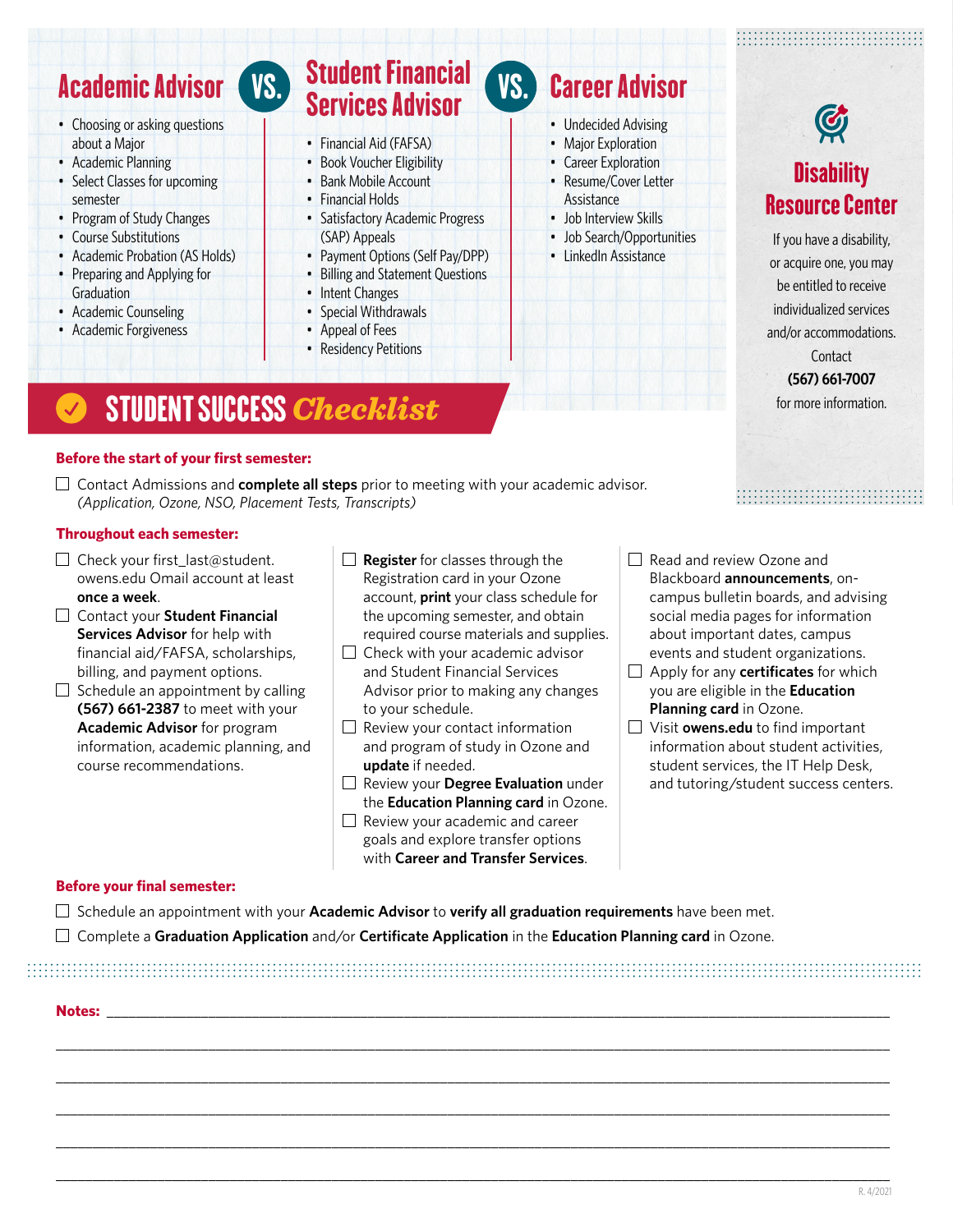## Academic Advisor VS. Student Financial Services Advisor VS. Career Advisor

### Academic Advisor

- Choosing or asking questions about a Major
- Academic Planning
- Select Classes for upcoming semester
- Program of Study Changes
- Course Substitutions
- Academic Probation (AS Holds)
- Preparing and Applying for Graduation
- Academic Counseling
- Academic Forgiveness

### Student Financial Services Advisor

- Financial Aid (FAFSA)
- Book Voucher Eligibility
- Bank Mobile Account
- Financial Holds
- Satisfactory Academic Progress (SAP) Appeals
- Payment Options (Self Pay/DPP)
- Billing and Statement Questions
- Intent Changes
- Special Withdrawals
- Appeal of Fees
- Residency Petitions

### Career Advisor

- Undecided Advising
- Major Exploration
- Career Exploration
- Resume/Cover Letter Assistance
- Job Interview Skills
- Job Search/Opportunities
- LinkedIn Assistance

### Disability Resource Center

If you have a disability, or acquire one, you may be entitled to receive individualized services and/or accommodations. Contact **(567) 661-7007** for more information.

## STUDENT SUCCESS *Checklist*

**Before the start of your first semester:**

- ☐ Contact Admissions and **complete all steps** prior to meeting with your academic advisor. *(Application, Ozone, NSO, Placement Tests, Transcripts)*

**Throughout each semester:**

- ☐ Check your first_last@student.owens.edu Omail account at least **once a week**.
- ☐ Contact your **Student Financial Services Advisor** for help with financial aid/FAFSA, scholarships, billing, and payment options.
- ☐ Schedule an appointment by calling **(567) 661-2387** to meet with your **Academic Advisor** for program information, academic planning, and course recommendations.
- ☐ **Register** for classes through the Registration card in your Ozone account, **print** your class schedule for the upcoming semester, and obtain required course materials and supplies.
- ☐ Check with your academic advisor and Student Financial Services Advisor prior to making any changes to your schedule.
- ☐ Review your contact information and program of study in Ozone and **update** if needed.
- ☐ Review your **Degree Evaluation** under the **Education Planning card** in Ozone.
- ☐ Review your academic and career goals and explore transfer options with **Career and Transfer Services**.
- ☐ Read and review Ozone and Blackboard **announcements**, on-campus bulletin boards, and advising social media pages for information about important dates, campus events and student organizations.
- ☐ Apply for any **certificates** for which you are eligible in the **Education Planning card** in Ozone.
- ☐ Visit **owens.edu** to find important information about student activities, student services, the IT Help Desk, and tutoring/student success centers.

**Before your final semester:**

- ☐ Schedule an appointment with your **Academic Advisor** to **verify all graduation requirements** have been met.
- ☐ Complete a **Graduation Application** and/or **Certificate Application** in the **Education Planning card** in Ozone.

**Notes:** ____________________________________________

R. 4/2021